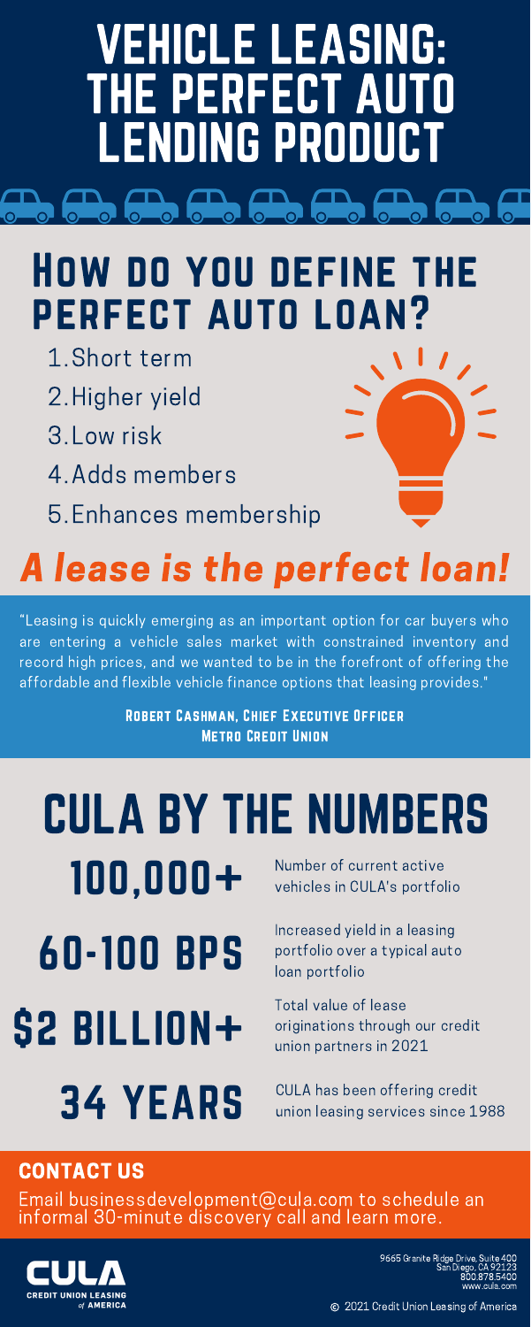# VEHICLE LEASING: THE PERFECT AUTO LENDING PRODUCT

## How do you define the perfect auto loan?

1. Short term
2. Higher yield
3. Low risk
4. Adds members
5. Enhances membership

## *A lease is the perfect loan!*

"Leasing is quickly emerging as an important option for car buyers who are entering a vehicle sales market with constrained inventory and record high prices, and we wanted to be in the forefront of offering the affordable and flexible vehicle finance options that leasing provides."

**Robert Cashman, Chief Executive Officer**
**Metro Credit Union**

## CULA BY THE NUMBERS

**100,000+** Number of current active vehicles in CULA's portfolio

**60-100 BPS** Increased yield in a leasing portfolio over a typical auto loan portfolio

**$2 BILLION+** Total value of lease originations through our credit union partners in 2021

**34 YEARS** CULA has been offering credit union leasing services since 1988

### CONTACT US

Email businessdevelopment@cula.com to schedule an informal 30-minute discovery call and learn more.

CULA CREDIT UNION LEASING of AMERICA

9665 Granite Ridge Drive, Suite 400
San Diego, CA 92123
800.878.5400
www.cula.com

© 2021 Credit Union Leasing of America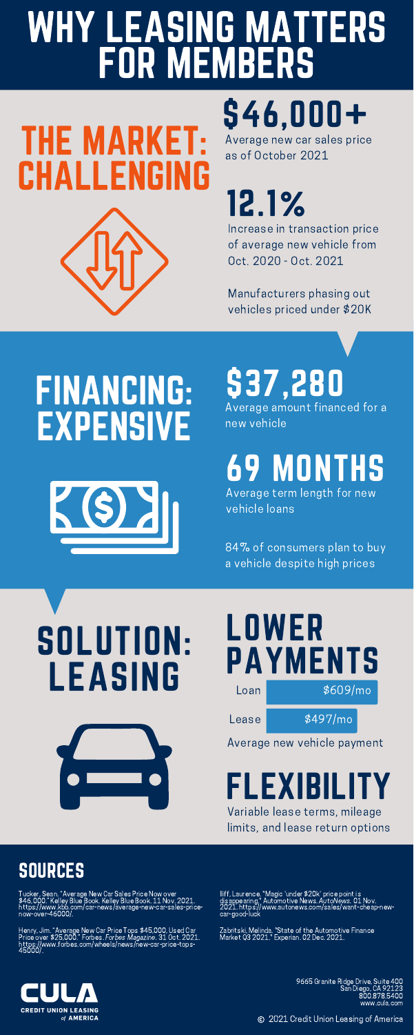# WHY LEASING MATTERS FOR MEMBERS

## THE MARKET: CHALLENGING

**$46,000+**
Average new car sales price as of October 2021

**12.1%**
Increase in transaction price of average new vehicle from Oct. 2020 - Oct. 2021

Manufacturers phasing out vehicles priced under $20K

## FINANCING: EXPENSIVE

**$37,280**
Average amount financed for a new vehicle

**69 MONTHS**
Average term length for new vehicle loans

84% of consumers plan to buy a vehicle despite high prices

## SOLUTION: LEASING

**LOWER PAYMENTS**

Loan
$609/mo
Lease
$497/mo

Average new vehicle payment

**FLEXIBILITY**
Variable lease terms, mileage limits, and lease return options

## SOURCES

Tucker, Sean. "Average New Car Sales Price Now over $46,000." Kelley Blue Book. Kelley Blue Book, 11 Nov. 2021. https://www.kbb.com/car-news/average-new-car-sales-price-now-over-46000/.

Henry, Jim. "Average New Car Price Tops $45,000. Used Car Price over $25,000." Forbes. *Forbes Magazine*, 31 Oct. 2021. https://www.forbes.com/wheels/news/new-car-price-tops-45000/.

Iliff, Laurence. "Magic 'under $20k' price point is disappearing." Automotive News. *AutoNews*. 01 Nov. 2021. https://www.autonews.com/sales/want-cheap-new-car-good-luck

Zabritski, Melinda. "State of the Automotive Finance Market Q3 2021." Experian. 02 Dec. 2021.

CULA
CREDIT UNION LEASING of AMERICA

9665 Granite Ridge Drive, Suite 400
San Diego, CA 92123
800.878.5400
www.cula.com

© 2021 Credit Union Leasing of America